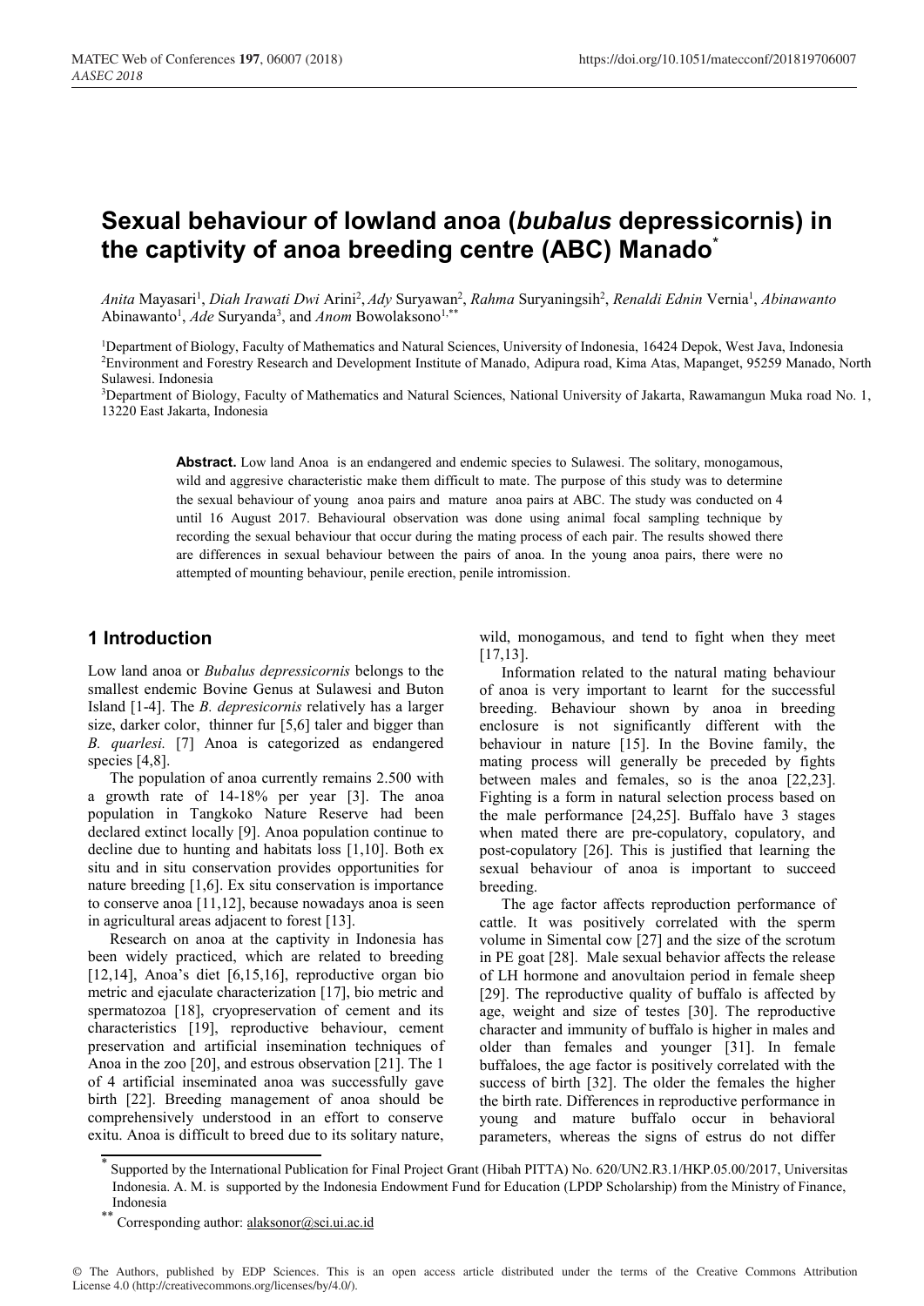# Sexual behaviour of lowland anoa (*bubalus* depressicornis) in the captivity of anoa breeding centre (ABC) Manado*

*Anita* Mayasari[1], *Diah Irawati Dwi* Arini[2], *Ady* Suryawan[2], *Rahma* Suryaningsih[2], *Renaldi Ednin* Vernia[1], *Abinawanto* Abinawanto[1], *Ade* Suryanda[3], and *Anom* Bowolaksono[1,**]

[1]Department of Biology, Faculty of Mathematics and Natural Sciences, University of Indonesia, 16424 Depok, West Java, Indonesia
[2]Environment and Forestry Research and Development Institute of Manado, Adipura road, Kima Atas, Mapanget, 95259 Manado, North Sulawesi. Indonesia
[3]Department of Biology, Faculty of Mathematics and Natural Sciences, National University of Jakarta, Rawamangun Muka road No. 1, 13220 East Jakarta, Indonesia

**Abstract.** Low land Anoa is an endangered and endemic species to Sulawesi. The solitary, monogamous, wild and aggresive characteristic make them difficult to mate. The purpose of this study was to determine the sexual behaviour of young anoa pairs and mature anoa pairs at ABC. The study was conducted on 4 until 16 August 2017. Behavioural observation was done using animal focal sampling technique by recording the sexual behaviour that occur during the mating process of each pair. The results showed there are differences in sexual behaviour between the pairs of anoa. In the young anoa pairs, there were no attempted of mounting behaviour, penile erection, penile intromission.

## 1 Introduction

Low land anoa or *Bubalus depressicornis* belongs to the smallest endemic Bovine Genus at Sulawesi and Buton Island [1-4]. The *B. depresicornis* relatively has a larger size, darker color, thinner fur [5,6] taler and bigger than *B. quarlesi.* [7] Anoa is categorized as endangered species [4,8].

The population of anoa currently remains 2.500 with a growth rate of 14-18% per year [3]. The anoa population in Tangkoko Nature Reserve had been declared extinct locally [9]. Anoa population continue to decline due to hunting and habitats loss [1,10]. Both ex situ and in situ conservation provides opportunities for nature breeding [1,6]. Ex situ conservation is importance to conserve anoa [11,12], because nowadays anoa is seen in agricultural areas adjacent to forest [13].

Research on anoa at the captivity in Indonesia has been widely practiced, which are related to breeding [12,14], Anoa's diet [6,15,16], reproductive organ bio metric and ejaculate characterization [17], bio metric and spermatozoa [18], cryopreservation of cement and its characteristics [19], reproductive behaviour, cement preservation and artificial insemination techniques of Anoa in the zoo [20], and estrous observation [21]. The 1 of 4 artificial inseminated anoa was successfully gave birth [22]. Breeding management of anoa should be comprehensively understood in an effort to conserve exitu. Anoa is difficult to breed due to its solitary nature, wild, monogamous, and tend to fight when they meet [17,13].

Information related to the natural mating behaviour of anoa is very important to learnt for the successful breeding. Behaviour shown by anoa in breeding enclosure is not significantly different with the behaviour in nature [15]. In the Bovine family, the mating process will generally be preceded by fights between males and females, so is the anoa [22,23]. Fighting is a form in natural selection process based on the male performance [24,25]. Buffalo have 3 stages when mated there are pre-copulatory, copulatory, and post-copulatory [26]. This is justified that learning the sexual behaviour of anoa is important to succeed breeding.

The age factor affects reproduction performance of cattle. It was positively correlated with the sperm volume in Simental cow [27] and the size of the scrotum in PE goat [28]. Male sexual behavior affects the release of LH hormone and anovultaion period in female sheep [29]. The reproductive quality of buffalo is affected by age, weight and size of testes [30]. The reproductive character and immunity of buffalo is higher in males and older than females and younger [31]. In female buffaloes, the age factor is positively correlated with the success of birth [32]. The older the females the higher the birth rate. Differences in reproductive performance in young and mature buffalo occur in behavioral parameters, whereas the signs of estrus do not differ

* Supported by the International Publication for Final Project Grant (Hibah PITTA) No. 620/UN2.R3.1/HKP.05.00/2017, Universitas Indonesia. A. M. is supported by the Indonesia Endowment Fund for Education (LPDP Scholarship) from the Ministry of Finance, Indonesia

** Corresponding author: alaksonor@sci.ui.ac.id

© The Authors, published by EDP Sciences. This is an open access article distributed under the terms of the Creative Commons Attribution License 4.0 (http://creativecommons.org/licenses/by/4.0/).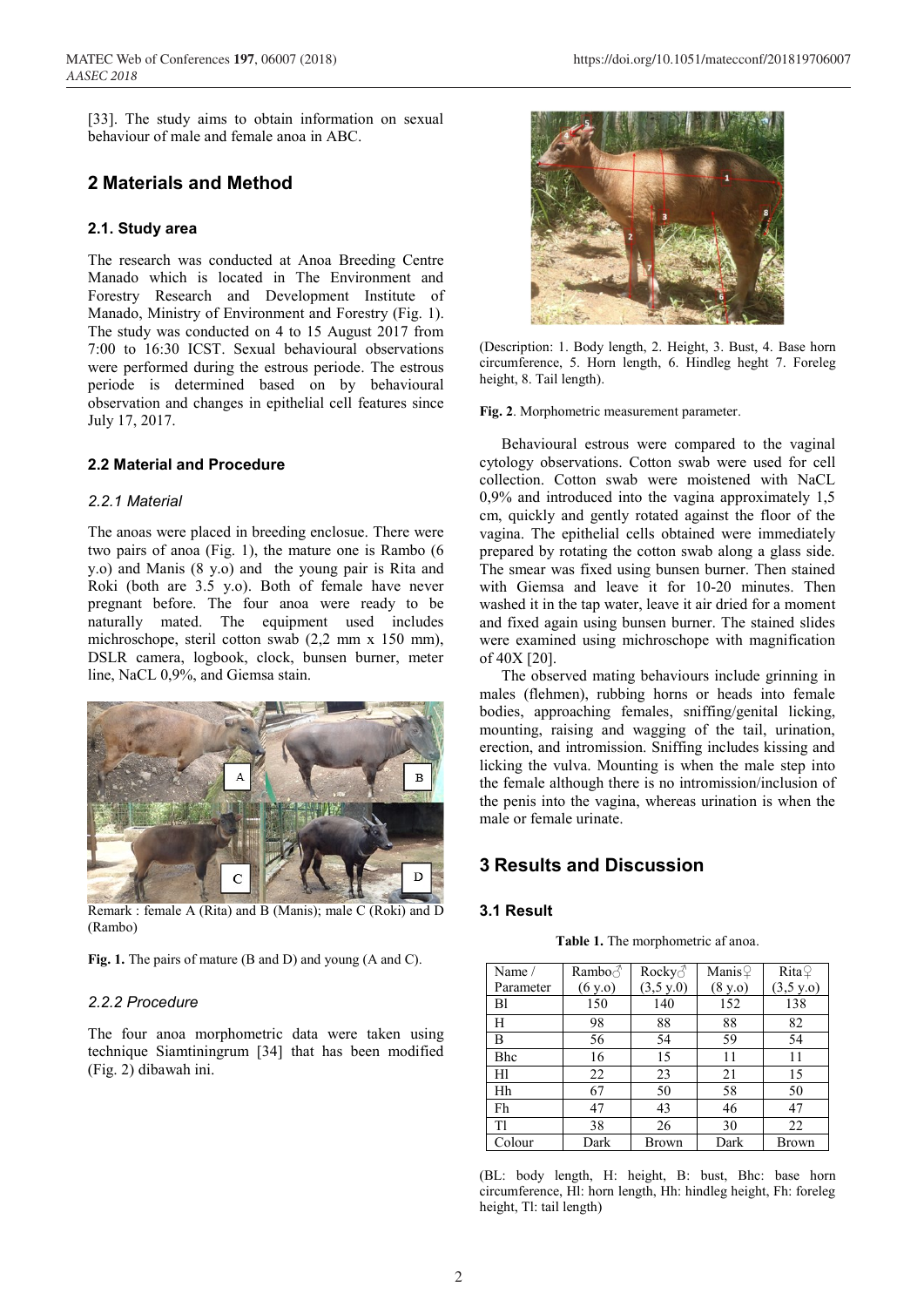[33]. The study aims to obtain information on sexual behaviour of male and female anoa in ABC.

## 2 Materials and Method

### 2.1. Study area

The research was conducted at Anoa Breeding Centre Manado which is located in The Environment and Forestry Research and Development Institute of Manado, Ministry of Environment and Forestry (Fig. 1). The study was conducted on 4 to 15 August 2017 from 7:00 to 16:30 ICST. Sexual behavioural observations were performed during the estrous periode. The estrous periode is determined based on by behavioural observation and changes in epithelial cell features since July 17, 2017.

### 2.2 Material and Procedure

#### *2.2.1 Material*

The anoas were placed in breeding enclosue. There were two pairs of anoa (Fig. 1), the mature one is Rambo (6 y.o) and Manis (8 y.o) and the young pair is Rita and Roki (both are 3.5 y.o). Both of female have never pregnant before. The four anoa were ready to be naturally mated. The equipment used includes michroschope, steril cotton swab (2,2 mm x 150 mm), DSLR camera, logbook, clock, bunsen burner, meter line, NaCL 0,9%, and Giemsa stain.

Remark : female A (Rita) and B (Manis); male C (Roki) and D (Rambo)

**Fig. 1.** The pairs of mature (B and D) and young (A and C).

#### *2.2.2 Procedure*

The four anoa morphometric data were taken using technique Siamtiningrum [34] that has been modified (Fig. 2) dibawah ini.

(Description: 1. Body length, 2. Height, 3. Bust, 4. Base horn circumference, 5. Horn length, 6. Hindleg heght 7. Foreleg height, 8. Tail length).

**Fig. 2**. Morphometric measurement parameter.

Behavioural estrous were compared to the vaginal cytology observations. Cotton swab were used for cell collection. Cotton swab were moistened with NaCL 0,9% and introduced into the vagina approximately 1,5 cm, quickly and gently rotated against the floor of the vagina. The epithelial cells obtained were immediately prepared by rotating the cotton swab along a glass side. The smear was fixed using bunsen burner. Then stained with Giemsa and leave it for 10-20 minutes. Then washed it in the tap water, leave it air dried for a moment and fixed again using bunsen burner. The stained slides were examined using michroschope with magnification of 40X [20].

The observed mating behaviours include grinning in males (flehmen), rubbing horns or heads into female bodies, approaching females, sniffing/genital licking, mounting, raising and wagging of the tail, urination, erection, and intromission. Sniffing includes kissing and licking the vulva. Mounting is when the male step into the female although there is no intromission/inclusion of the penis into the vagina, whereas urination is when the male or female urinate.

## 3 Results and Discussion

### 3.1 Result

**Table 1.** The morphometric af anoa.

| Name / Parameter | Rambo♂ (6 y.o) | Rocky♂ (3,5 y.0) | Manis♀ (8 y.o) | Rita♀ (3,5 y.o) |
|---|---|---|---|---|
| Bl | 150 | 140 | 152 | 138 |
| H | 98 | 88 | 88 | 82 |
| B | 56 | 54 | 59 | 54 |
| Bhc | 16 | 15 | 11 | 11 |
| Hl | 22 | 23 | 21 | 15 |
| Hh | 67 | 50 | 58 | 50 |
| Fh | 47 | 43 | 46 | 47 |
| Tl | 38 | 26 | 30 | 22 |
| Colour | Dark | Brown | Dark | Brown |

(BL: body length, H: height, B: bust, Bhc: base horn circumference, Hl: horn length, Hh: hindleg height, Fh: foreleg height, Tl: tail length)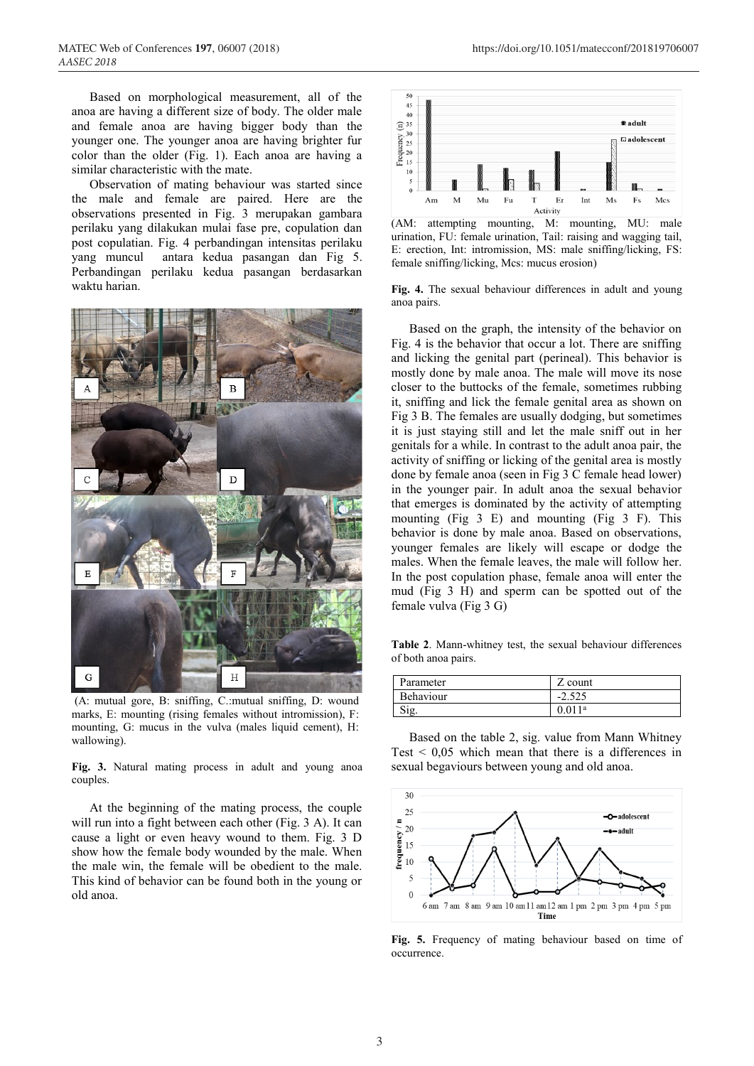Based on morphological measurement, all of the anoa are having a different size of body. The older male and female anoa are having bigger body than the younger one. The younger anoa are having brighter fur color than the older (Fig. 1). Each anoa are having a similar characteristic with the mate.

Observation of mating behaviour was started since the male and female are paired. Here are the observations presented in Fig. 3 merupakan gambara perilaku yang dilakukan mulai fase pre, copulation dan post copulatian. Fig. 4 perbandingan intensitas perilaku yang muncul antara kedua pasangan dan Fig 5. Perbandingan perilaku kedua pasangan berdasarkan waktu harian.

(A: mutual gore, B: sniffing, C.:mutual sniffing, D: wound marks, E: mounting (rising females without intromission), F: mounting, G: mucus in the vulva (males liquid cement), H: wallowing).

**Fig. 3.** Natural mating process in adult and young anoa couples.

At the beginning of the mating process, the couple will run into a fight between each other (Fig. 3 A). It can cause a light or even heavy wound to them. Fig. 3 D show how the female body wounded by the male. When the male win, the female will be obedient to the male. This kind of behavior can be found both in the young or old anoa.

(AM: attempting mounting, M: mounting, MU: male urination, FU: female urination, Tail: raising and wagging tail, E: erection, Int: intromission, MS: male sniffing/licking, FS: female sniffing/licking, Mcs: mucus erosion)

**Fig. 4.** The sexual behaviour differences in adult and young anoa pairs.

Based on the graph, the intensity of the behavior on Fig. 4 is the behavior that occur a lot. There are sniffing and licking the genital part (perineal). This behavior is mostly done by male anoa. The male will move its nose closer to the buttocks of the female, sometimes rubbing it, sniffing and lick the female genital area as shown on Fig 3 B. The females are usually dodging, but sometimes it is just staying still and let the male sniff out in her genitals for a while. In contrast to the adult anoa pair, the activity of sniffing or licking of the genital area is mostly done by female anoa (seen in Fig 3 C female head lower) in the younger pair. In adult anoa the sexual behavior that emerges is dominated by the activity of attempting mounting (Fig 3 E) and mounting (Fig 3 F). This behavior is done by male anoa. Based on observations, younger females are likely will escape or dodge the males. When the female leaves, the male will follow her. In the post copulation phase, female anoa will enter the mud (Fig 3 H) and sperm can be spotted out of the female vulva (Fig 3 G)

**Table 2**. Mann-whitney test, the sexual behaviour differences of both anoa pairs.

| Parameter | Z count |
|---|---|
| Behaviour | -2.525 |
| Sig. | 0.011[a] |

Based on the table 2, sig. value from Mann Whitney Test < 0,05 which mean that there is a differences in sexual begaviours between young and old anoa.

**Fig. 5.** Frequency of mating behaviour based on time of occurrence.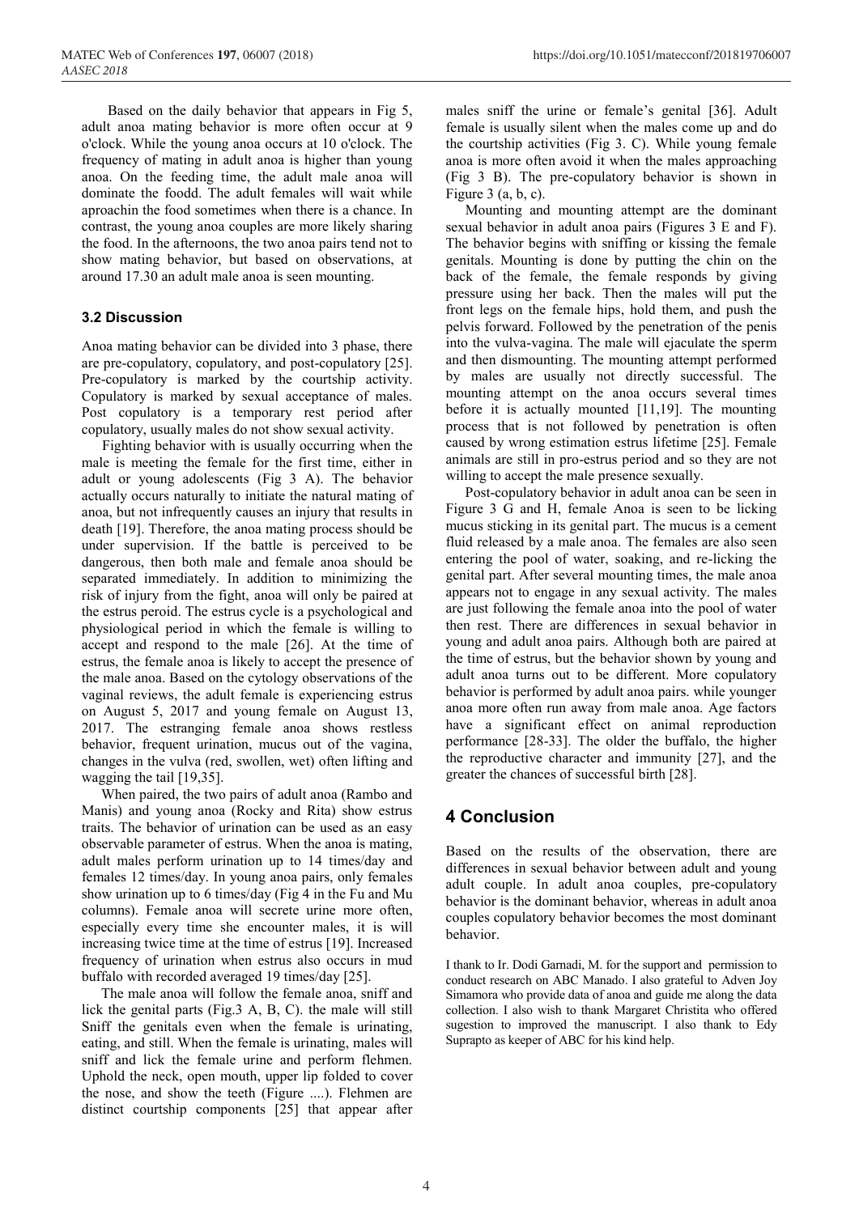Based on the daily behavior that appears in Fig 5, adult anoa mating behavior is more often occur at 9 o'clock. While the young anoa occurs at 10 o'clock. The frequency of mating in adult anoa is higher than young anoa. On the feeding time, the adult male anoa will dominate the foodd. The adult females will wait while aproachin the food sometimes when there is a chance. In contrast, the young anoa couples are more likely sharing the food. In the afternoons, the two anoa pairs tend not to show mating behavior, but based on observations, at around 17.30 an adult male anoa is seen mounting.

### 3.2 Discussion

Anoa mating behavior can be divided into 3 phase, there are pre-copulatory, copulatory, and post-copulatory [25]. Pre-copulatory is marked by the courtship activity. Copulatory is marked by sexual acceptance of males. Post copulatory is a temporary rest period after copulatory, usually males do not show sexual activity.

Fighting behavior with is usually occurring when the male is meeting the female for the first time, either in adult or young adolescents (Fig 3 A). The behavior actually occurs naturally to initiate the natural mating of anoa, but not infrequently causes an injury that results in death [19]. Therefore, the anoa mating process should be under supervision. If the battle is perceived to be dangerous, then both male and female anoa should be separated immediately. In addition to minimizing the risk of injury from the fight, anoa will only be paired at the estrus peroid. The estrus cycle is a psychological and physiological period in which the female is willing to accept and respond to the male [26]. At the time of estrus, the female anoa is likely to accept the presence of the male anoa. Based on the cytology observations of the vaginal reviews, the adult female is experiencing estrus on August 5, 2017 and young female on August 13, 2017. The estranging female anoa shows restless behavior, frequent urination, mucus out of the vagina, changes in the vulva (red, swollen, wet) often lifting and wagging the tail [19,35].

When paired, the two pairs of adult anoa (Rambo and Manis) and young anoa (Rocky and Rita) show estrus traits. The behavior of urination can be used as an easy observable parameter of estrus. When the anoa is mating, adult males perform urination up to 14 times/day and females 12 times/day. In young anoa pairs, only females show urination up to 6 times/day (Fig 4 in the Fu and Mu columns). Female anoa will secrete urine more often, especially every time she encounter males, it is will increasing twice time at the time of estrus [19]. Increased frequency of urination when estrus also occurs in mud buffalo with recorded averaged 19 times/day [25].

The male anoa will follow the female anoa, sniff and lick the genital parts (Fig.3 A, B, C). the male will still Sniff the genitals even when the female is urinating, eating, and still. When the female is urinating, males will sniff and lick the female urine and perform flehmen. Uphold the neck, open mouth, upper lip folded to cover the nose, and show the teeth (Figure ....). Flehmen are distinct courtship components [25] that appear after males sniff the urine or female's genital [36]. Adult female is usually silent when the males come up and do the courtship activities (Fig 3. C). While young female anoa is more often avoid it when the males approaching (Fig 3 B). The pre-copulatory behavior is shown in Figure 3 (a, b, c).

Mounting and mounting attempt are the dominant sexual behavior in adult anoa pairs (Figures 3 E and F). The behavior begins with sniffing or kissing the female genitals. Mounting is done by putting the chin on the back of the female, the female responds by giving pressure using her back. Then the males will put the front legs on the female hips, hold them, and push the pelvis forward. Followed by the penetration of the penis into the vulva-vagina. The male will ejaculate the sperm and then dismounting. The mounting attempt performed by males are usually not directly successful. The mounting attempt on the anoa occurs several times before it is actually mounted [11,19]. The mounting process that is not followed by penetration is often caused by wrong estimation estrus lifetime [25]. Female animals are still in pro-estrus period and so they are not willing to accept the male presence sexually.

Post-copulatory behavior in adult anoa can be seen in Figure 3 G and H, female Anoa is seen to be licking mucus sticking in its genital part. The mucus is a cement fluid released by a male anoa. The females are also seen entering the pool of water, soaking, and re-licking the genital part. After several mounting times, the male anoa appears not to engage in any sexual activity. The males are just following the female anoa into the pool of water then rest. There are differences in sexual behavior in young and adult anoa pairs. Although both are paired at the time of estrus, but the behavior shown by young and adult anoa turns out to be different. More copulatory behavior is performed by adult anoa pairs. while younger anoa more often run away from male anoa. Age factors have a significant effect on animal reproduction performance [28-33]. The older the buffalo, the higher the reproductive character and immunity [27], and the greater the chances of successful birth [28].

## 4 Conclusion

Based on the results of the observation, there are differences in sexual behavior between adult and young adult couple. In adult anoa couples, pre-copulatory behavior is the dominant behavior, whereas in adult anoa couples copulatory behavior becomes the most dominant behavior.

I thank to Ir. Dodi Garnadi, M. for the support and permission to conduct research on ABC Manado. I also grateful to Adven Joy Simamora who provide data of anoa and guide me along the data collection. I also wish to thank Margaret Christita who offered sugestion to improved the manuscript. I also thank to Edy Suprapto as keeper of ABC for his kind help.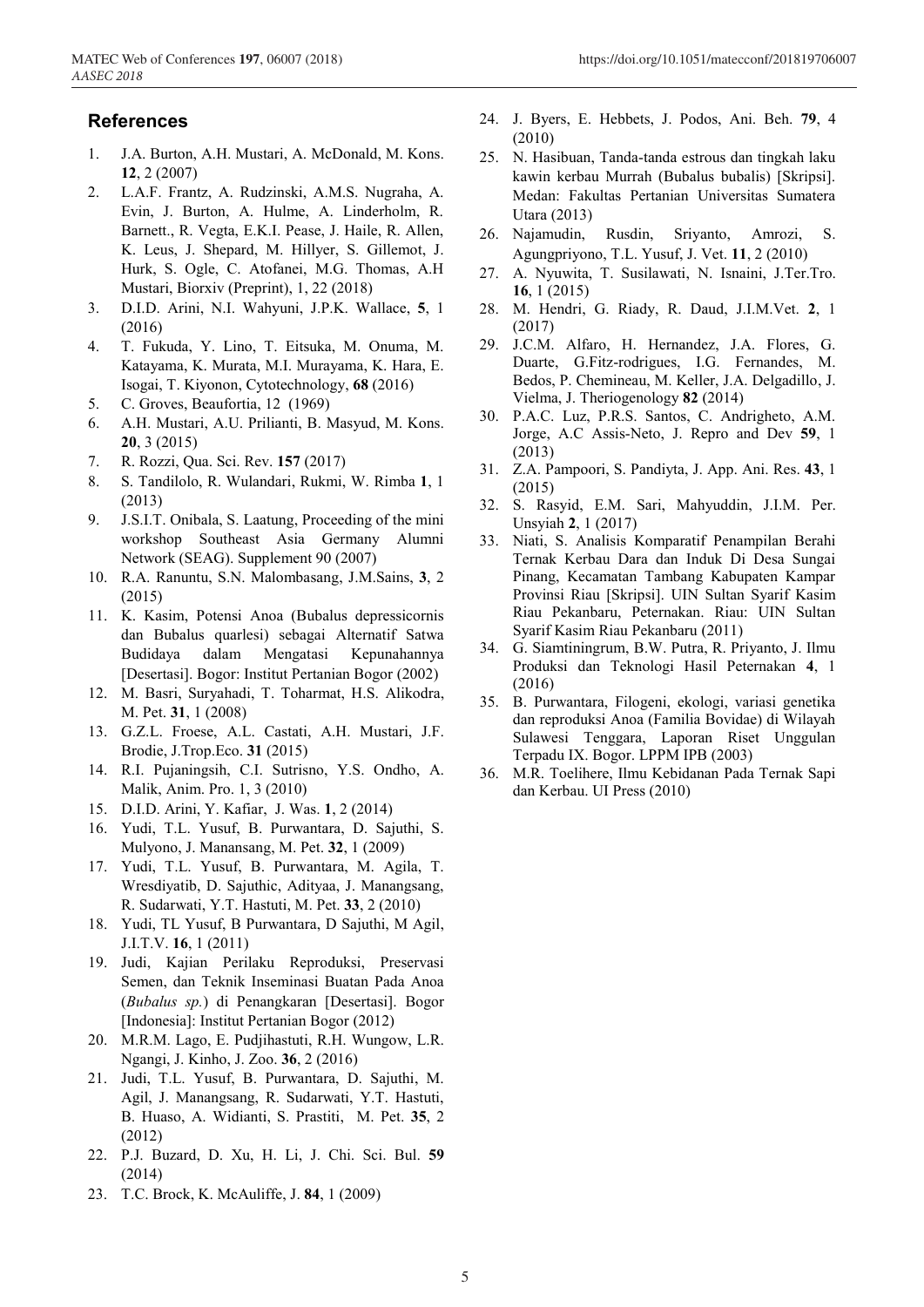## References

1. J.A. Burton, A.H. Mustari, A. McDonald, M. Kons. **12**, 2 (2007)
2. L.A.F. Frantz, A. Rudzinski, A.M.S. Nugraha, A. Evin, J. Burton, A. Hulme, A. Linderholm, R. Barnett., R. Vegta, E.K.I. Pease, J. Haile, R. Allen, K. Leus, J. Shepard, M. Hillyer, S. Gillemot, J. Hurk, S. Ogle, C. Atofanei, M.G. Thomas, A.H Mustari, Biorxiv (Preprint), 1, 22 (2018)
3. D.I.D. Arini, N.I. Wahyuni, J.P.K. Wallace, **5**, 1 (2016)
4. T. Fukuda, Y. Lino, T. Eitsuka, M. Onuma, M. Katayama, K. Murata, M.I. Murayama, K. Hara, E. Isogai, T. Kiyonon, Cytotechnology, **68** (2016)
5. C. Groves, Beaufortia, 12 (1969)
6. A.H. Mustari, A.U. Prilianti, B. Masyud, M. Kons. **20**, 3 (2015)
7. R. Rozzi, Qua. Sci. Rev. **157** (2017)
8. S. Tandilolo, R. Wulandari, Rukmi, W. Rimba **1**, 1 (2013)
9. J.S.I.T. Onibala, S. Laatung, Proceeding of the mini workshop Southeast Asia Germany Alumni Network (SEAG). Supplement 90 (2007)
10. R.A. Ranuntu, S.N. Malombasang, J.M.Sains, **3**, 2 (2015)
11. K. Kasim, Potensi Anoa (Bubalus depressicornis dan Bubalus quarlesi) sebagai Alternatif Satwa Budidaya dalam Mengatasi Kepunahannya [Desertasi]. Bogor: Institut Pertanian Bogor (2002)
12. M. Basri, Suryahadi, T. Toharmat, H.S. Alikodra, M. Pet. **31**, 1 (2008)
13. G.Z.L. Froese, A.L. Castati, A.H. Mustari, J.F. Brodie, J.Trop.Eco. **31** (2015)
14. R.I. Pujaningsih, C.I. Sutrisno, Y.S. Ondho, A. Malik, Anim. Pro. 1, 3 (2010)
15. D.I.D. Arini, Y. Kafiar, J. Was. **1**, 2 (2014)
16. Yudi, T.L. Yusuf, B. Purwantara, D. Sajuthi, S. Mulyono, J. Manansang, M. Pet. **32**, 1 (2009)
17. Yudi, T.L. Yusuf, B. Purwantara, M. Agila, T. Wresdiyatib, D. Sajuthic, Adityaa, J. Manangsang, R. Sudarwati, Y.T. Hastuti, M. Pet. **33**, 2 (2010)
18. Yudi, TL Yusuf, B Purwantara, D Sajuthi, M Agil, J.I.T.V. **16**, 1 (2011)
19. Judi, Kajian Perilaku Reproduksi, Preservasi Semen, dan Teknik Inseminasi Buatan Pada Anoa (*Bubalus sp.*) di Penangkaran [Desertasi]. Bogor [Indonesia]: Institut Pertanian Bogor (2012)
20. M.R.M. Lago, E. Pudjihastuti, R.H. Wungow, L.R. Ngangi, J. Kinho, J. Zoo. **36**, 2 (2016)
21. Judi, T.L. Yusuf, B. Purwantara, D. Sajuthi, M. Agil, J. Manangsang, R. Sudarwati, Y.T. Hastuti, B. Huaso, A. Widianti, S. Prastiti, M. Pet. **35**, 2 (2012)
22. P.J. Buzard, D. Xu, H. Li, J. Chi. Sci. Bul. **59** (2014)
23. T.C. Brock, K. McAuliffe, J. **84**, 1 (2009)
24. J. Byers, E. Hebbets, J. Podos, Ani. Beh. **79**, 4 (2010)
25. N. Hasibuan, Tanda-tanda estrous dan tingkah laku kawin kerbau Murrah (Bubalus bubalis) [Skripsi]. Medan: Fakultas Pertanian Universitas Sumatera Utara (2013)
26. Najamudin, Rusdin, Sriyanto, Amrozi, S. Agungpriyono, T.L. Yusuf, J. Vet. **11**, 2 (2010)
27. A. Nyuwita, T. Susilawati, N. Isnaini, J.Ter.Tro. **16**, 1 (2015)
28. M. Hendri, G. Riady, R. Daud, J.I.M.Vet. **2**, 1 (2017)
29. J.C.M. Alfaro, H. Hernandez, J.A. Flores, G. Duarte, G.Fitz-rodrigues, I.G. Fernandes, M. Bedos, P. Chemineau, M. Keller, J.A. Delgadillo, J. Vielma, J. Theriogenology **82** (2014)
30. P.A.C. Luz, P.R.S. Santos, C. Andrigheto, A.M. Jorge, A.C Assis-Neto, J. Repro and Dev **59**, 1 (2013)
31. Z.A. Pampoori, S. Pandiyta, J. App. Ani. Res. **43**, 1 (2015)
32. S. Rasyid, E.M. Sari, Mahyuddin, J.I.M. Per. Unsyiah **2**, 1 (2017)
33. Niati, S. Analisis Komparatif Penampilan Berahi Ternak Kerbau Dara dan Induk Di Desa Sungai Pinang, Kecamatan Tambang Kabupaten Kampar Provinsi Riau [Skripsi]. UIN Sultan Syarif Kasim Riau Pekanbaru, Peternakan. Riau: UIN Sultan Syarif Kasim Riau Pekanbaru (2011)
34. G. Siamtiningrum, B.W. Putra, R. Priyanto, J. Ilmu Produksi dan Teknologi Hasil Peternakan **4**, 1 (2016)
35. B. Purwantara, Filogeni, ekologi, variasi genetika dan reproduksi Anoa (Familia Bovidae) di Wilayah Sulawesi Tenggara, Laporan Riset Unggulan Terpadu IX. Bogor. LPPM IPB (2003)
36. M.R. Toelihere, Ilmu Kebidanan Pada Ternak Sapi dan Kerbau. UI Press (2010)